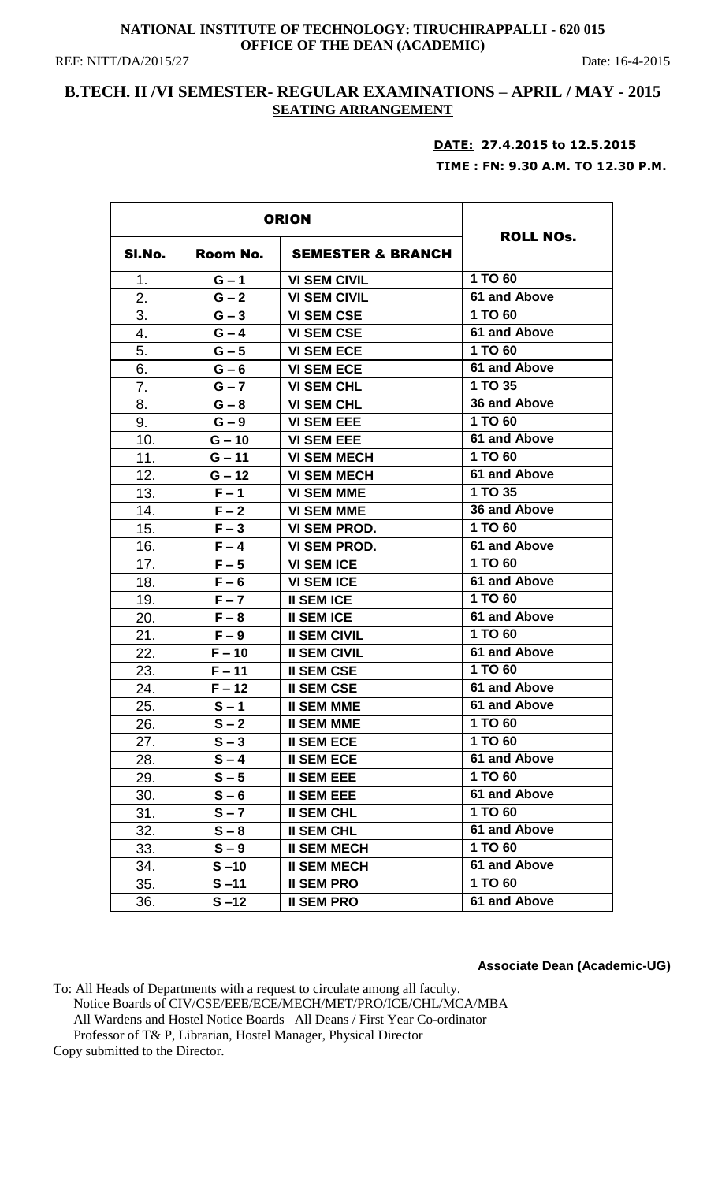**NATIONAL INSTITUTE OF TECHNOLOGY: TIRUCHIRAPPALLI - 620 015**
**OFFICE OF THE DEAN (ACADEMIC)**

REF: NITT/DA/2015/27 Date: 16-4-2015

## B.TECH. II /VI SEMESTER- REGULAR EXAMINATIONS – APRIL / MAY - 2015
## SEATING ARRANGEMENT

**DATE: 27.4.2015 to 12.5.2015**
**TIME : FN: 9.30 A.M. TO 12.30 P.M.**

| ORION | | | ROLL NOs. |
|---|---|---|---|
| Sl.No. | Room No. | SEMESTER & BRANCH | |
| 1. | G – 1 | VI SEM CIVIL | 1 TO 60 |
| 2. | G – 2 | VI SEM CIVIL | 61 and Above |
| 3. | G – 3 | VI SEM CSE | 1 TO 60 |
| 4. | G – 4 | VI SEM CSE | 61 and Above |
| 5. | G – 5 | VI SEM ECE | 1 TO 60 |
| 6. | G – 6 | VI SEM ECE | 61 and Above |
| 7. | G – 7 | VI SEM CHL | 1 TO 35 |
| 8. | G – 8 | VI SEM CHL | 36 and Above |
| 9. | G – 9 | VI SEM EEE | 1 TO 60 |
| 10. | G – 10 | VI SEM EEE | 61 and Above |
| 11. | G – 11 | VI SEM MECH | 1 TO 60 |
| 12. | G – 12 | VI SEM MECH | 61 and Above |
| 13. | F – 1 | VI SEM MME | 1 TO 35 |
| 14. | F – 2 | VI SEM MME | 36 and Above |
| 15. | F – 3 | VI SEM PROD. | 1 TO 60 |
| 16. | F – 4 | VI SEM PROD. | 61 and Above |
| 17. | F – 5 | VI SEM ICE | 1 TO 60 |
| 18. | F – 6 | VI SEM ICE | 61 and Above |
| 19. | F – 7 | II SEM ICE | 1 TO 60 |
| 20. | F – 8 | II SEM ICE | 61 and Above |
| 21. | F – 9 | II SEM CIVIL | 1 TO 60 |
| 22. | F – 10 | II SEM CIVIL | 61 and Above |
| 23. | F – 11 | II SEM CSE | 1 TO 60 |
| 24. | F – 12 | II SEM CSE | 61 and Above |
| 25. | S – 1 | II SEM MME | 61 and Above |
| 26. | S – 2 | II SEM MME | 1 TO 60 |
| 27. | S – 3 | II SEM ECE | 1 TO 60 |
| 28. | S – 4 | II SEM ECE | 61 and Above |
| 29. | S – 5 | II SEM EEE | 1 TO 60 |
| 30. | S – 6 | II SEM EEE | 61 and Above |
| 31. | S – 7 | II SEM CHL | 1 TO 60 |
| 32. | S – 8 | II SEM CHL | 61 and Above |
| 33. | S – 9 | II SEM MECH | 1 TO 60 |
| 34. | S –10 | II SEM MECH | 61 and Above |
| 35. | S –11 | II SEM PRO | 1 TO 60 |
| 36. | S –12 | II SEM PRO | 61 and Above |

**Associate Dean (Academic-UG)**

To: All Heads of Departments with a request to circulate among all faculty.
Notice Boards of CIV/CSE/EEE/ECE/MECH/MET/PRO/ICE/CHL/MCA/MBA
All Wardens and Hostel Notice Boards All Deans / First Year Co-ordinator
Professor of T& P, Librarian, Hostel Manager, Physical Director
Copy submitted to the Director.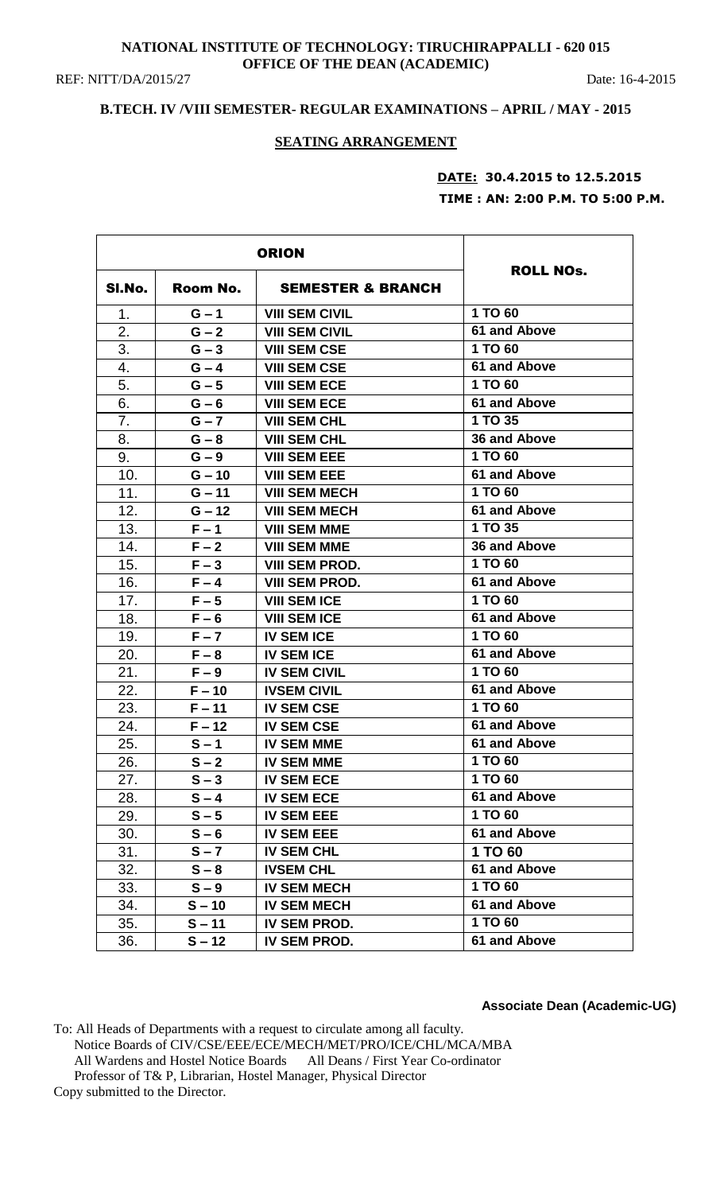**NATIONAL INSTITUTE OF TECHNOLOGY: TIRUCHIRAPPALLI - 620 015**
**OFFICE OF THE DEAN (ACADEMIC)**

REF: NITT/DA/2015/27 Date: 16-4-2015

**B.TECH. IV /VIII SEMESTER- REGULAR EXAMINATIONS – APRIL / MAY - 2015**

**SEATING ARRANGEMENT**

**DATE: 30.4.2015 to 12.5.2015**
**TIME : AN: 2:00 P.M. TO 5:00 P.M.**

| ORION | | | ROLL NOs. |
|---|---|---|---|
| **SI.No.** | **Room No.** | **SEMESTER & BRANCH** | |
| 1. | G – 1 | VIII SEM CIVIL | 1 TO 60 |
| 2. | G – 2 | VIII SEM CIVIL | 61 and Above |
| 3. | G – 3 | VIII SEM CSE | 1 TO 60 |
| 4. | G – 4 | VIII SEM CSE | 61 and Above |
| 5. | G – 5 | VIII SEM ECE | 1 TO 60 |
| 6. | G – 6 | VIII SEM ECE | 61 and Above |
| 7. | G – 7 | VIII SEM CHL | 1 TO 35 |
| 8. | G – 8 | VIII SEM CHL | 36 and Above |
| 9. | G – 9 | VIII SEM EEE | 1 TO 60 |
| 10. | G – 10 | VIII SEM EEE | 61 and Above |
| 11. | G – 11 | VIII SEM MECH | 1 TO 60 |
| 12. | G – 12 | VIII SEM MECH | 61 and Above |
| 13. | F – 1 | VIII SEM MME | 1 TO 35 |
| 14. | F – 2 | VIII SEM MME | 36 and Above |
| 15. | F – 3 | VIII SEM PROD. | 1 TO 60 |
| 16. | F – 4 | VIII SEM PROD. | 61 and Above |
| 17. | F – 5 | VIII SEM ICE | 1 TO 60 |
| 18. | F – 6 | VIII SEM ICE | 61 and Above |
| 19. | F – 7 | IV SEM ICE | 1 TO 60 |
| 20. | F – 8 | IV SEM ICE | 61 and Above |
| 21. | F – 9 | IV SEM CIVIL | 1 TO 60 |
| 22. | F – 10 | IVSEM CIVIL | 61 and Above |
| 23. | F – 11 | IV SEM CSE | 1 TO 60 |
| 24. | F – 12 | IV SEM CSE | 61 and Above |
| 25. | S – 1 | IV SEM MME | 61 and Above |
| 26. | S – 2 | IV SEM MME | 1 TO 60 |
| 27. | S – 3 | IV SEM ECE | 1 TO 60 |
| 28. | S – 4 | IV SEM ECE | 61 and Above |
| 29. | S – 5 | IV SEM EEE | 1 TO 60 |
| 30. | S – 6 | IV SEM EEE | 61 and Above |
| 31. | S – 7 | IV SEM CHL | 1 TO 60 |
| 32. | S – 8 | IVSEM CHL | 61 and Above |
| 33. | S – 9 | IV SEM MECH | 1 TO 60 |
| 34. | S – 10 | IV SEM MECH | 61 and Above |
| 35. | S – 11 | IV SEM PROD. | 1 TO 60 |
| 36. | S – 12 | IV SEM PROD. | 61 and Above |

**Associate Dean (Academic-UG)**

To: All Heads of Departments with a request to circulate among all faculty.
Notice Boards of CIV/CSE/EEE/ECE/MECH/MET/PRO/ICE/CHL/MCA/MBA
All Wardens and Hostel Notice Boards All Deans / First Year Co-ordinator
Professor of T& P, Librarian, Hostel Manager, Physical Director
Copy submitted to the Director.